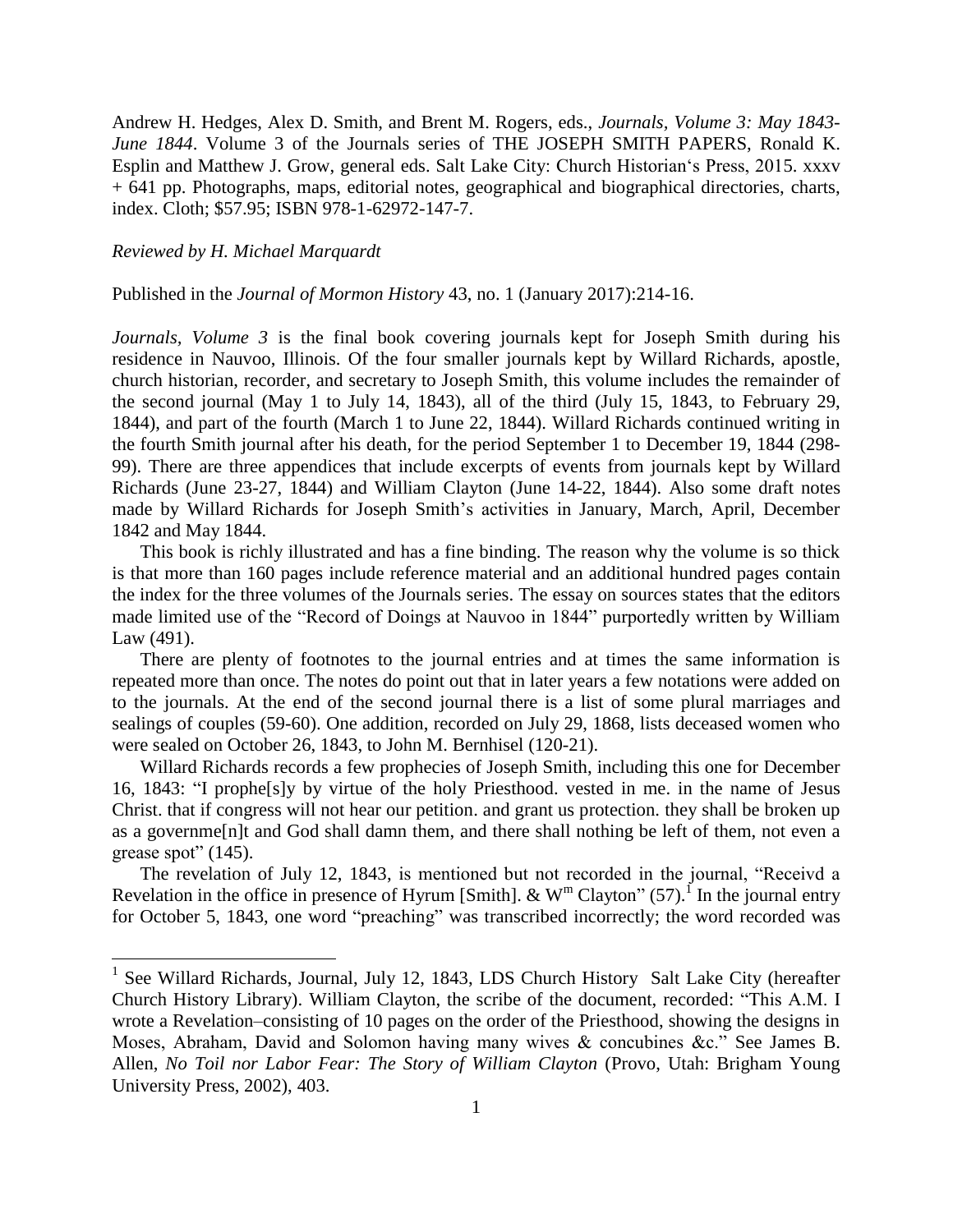Andrew H. Hedges, Alex D. Smith, and Brent M. Rogers, eds., *Journals, Volume 3: May 1843-June 1844*. Volume 3 of the Journals series of THE JOSEPH SMITH PAPERS, Ronald K. Esplin and Matthew J. Grow, general eds. Salt Lake City: Church Historian's Press, 2015. xxxv + 641 pp. Photographs, maps, editorial notes, geographical and biographical directories, charts, index. Cloth; $57.95; ISBN 978-1-62972-147-7.

*Reviewed by H. Michael Marquardt*

Published in the *Journal of Mormon History* 43, no. 1 (January 2017):214-16.

*Journals, Volume 3* is the final book covering journals kept for Joseph Smith during his residence in Nauvoo, Illinois. Of the four smaller journals kept by Willard Richards, apostle, church historian, recorder, and secretary to Joseph Smith, this volume includes the remainder of the second journal (May 1 to July 14, 1843), all of the third (July 15, 1843, to February 29, 1844), and part of the fourth (March 1 to June 22, 1844). Willard Richards continued writing in the fourth Smith journal after his death, for the period September 1 to December 19, 1844 (298-99). There are three appendices that include excerpts of events from journals kept by Willard Richards (June 23-27, 1844) and William Clayton (June 14-22, 1844). Also some draft notes made by Willard Richards for Joseph Smith's activities in January, March, April, December 1842 and May 1844.

This book is richly illustrated and has a fine binding. The reason why the volume is so thick is that more than 160 pages include reference material and an additional hundred pages contain the index for the three volumes of the Journals series. The essay on sources states that the editors made limited use of the "Record of Doings at Nauvoo in 1844" purportedly written by William Law (491).

There are plenty of footnotes to the journal entries and at times the same information is repeated more than once. The notes do point out that in later years a few notations were added on to the journals. At the end of the second journal there is a list of some plural marriages and sealings of couples (59-60). One addition, recorded on July 29, 1868, lists deceased women who were sealed on October 26, 1843, to John M. Bernhisel (120-21).

Willard Richards records a few prophecies of Joseph Smith, including this one for December 16, 1843: "I prophe[s]y by virtue of the holy Priesthood. vested in me. in the name of Jesus Christ. that if congress will not hear our petition. and grant us protection. they shall be broken up as a governme[n]t and God shall damn them, and there shall nothing be left of them, not even a grease spot" (145).

The revelation of July 12, 1843, is mentioned but not recorded in the journal, "Receivd a Revelation in the office in presence of Hyrum [Smith]. & W^m Clayton" (57).[1] In the journal entry for October 5, 1843, one word "preaching" was transcribed incorrectly; the word recorded was

[1] See Willard Richards, Journal, July 12, 1843, LDS Church History Salt Lake City (hereafter Church History Library). William Clayton, the scribe of the document, recorded: "This A.M. I wrote a Revelation–consisting of 10 pages on the order of the Priesthood, showing the designs in Moses, Abraham, David and Solomon having many wives & concubines &c." See James B. Allen, *No Toil nor Labor Fear: The Story of William Clayton* (Provo, Utah: Brigham Young University Press, 2002), 403.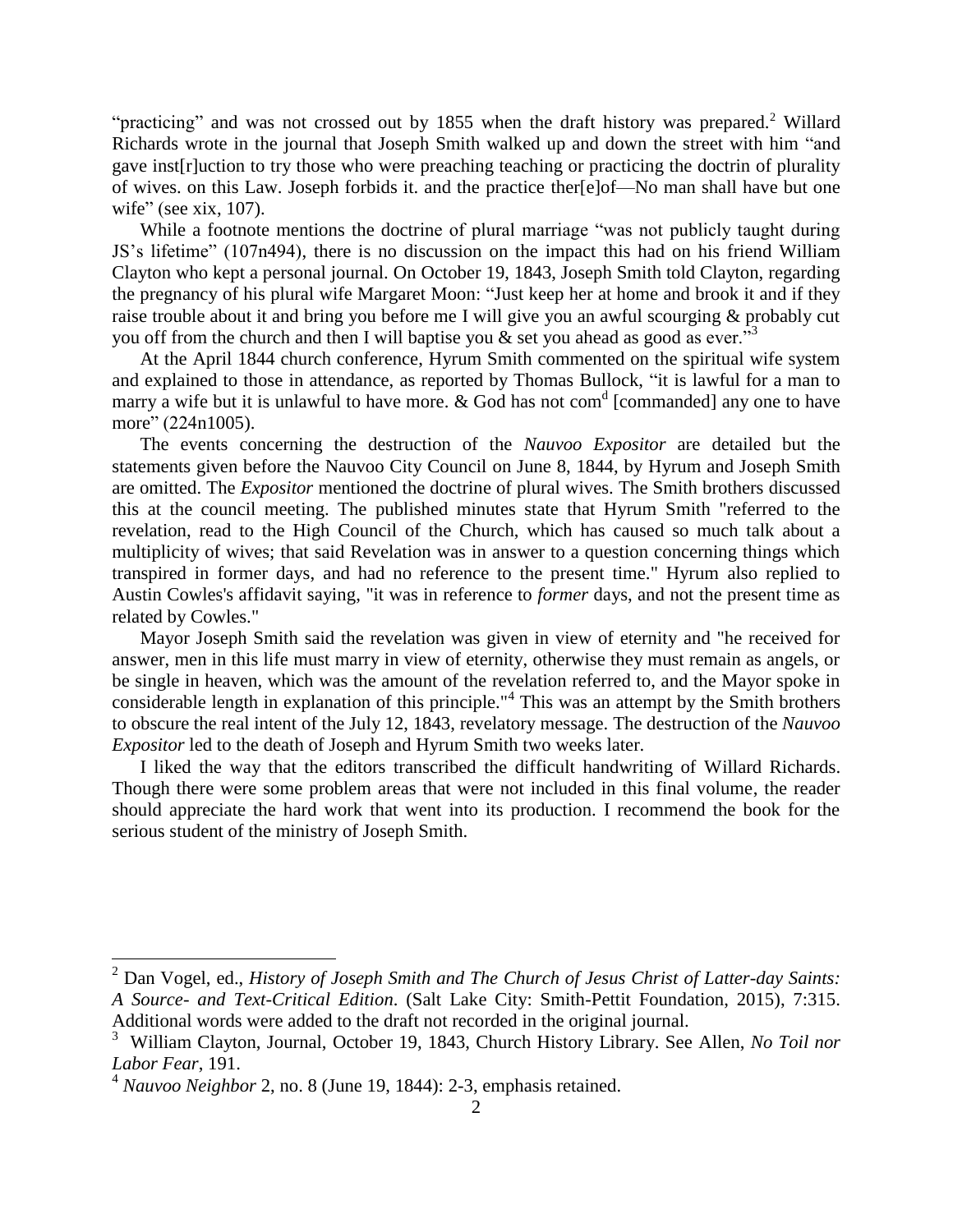"practicing" and was not crossed out by 1855 when the draft history was prepared.[2] Willard Richards wrote in the journal that Joseph Smith walked up and down the street with him "and gave inst[r]uction to try those who were preaching teaching or practicing the doctrin of plurality of wives. on this Law. Joseph forbids it. and the practice ther[e]of—No man shall have but one wife" (see xix, 107).

While a footnote mentions the doctrine of plural marriage "was not publicly taught during JS's lifetime" (107n494), there is no discussion on the impact this had on his friend William Clayton who kept a personal journal. On October 19, 1843, Joseph Smith told Clayton, regarding the pregnancy of his plural wife Margaret Moon: "Just keep her at home and brook it and if they raise trouble about it and bring you before me I will give you an awful scourging & probably cut you off from the church and then I will baptise you & set you ahead as good as ever."[3]

At the April 1844 church conference, Hyrum Smith commented on the spiritual wife system and explained to those in attendance, as reported by Thomas Bullock, "it is lawful for a man to marry a wife but it is unlawful to have more. & God has not com[d] [commanded] any one to have more" (224n1005).

The events concerning the destruction of the *Nauvoo Expositor* are detailed but the statements given before the Nauvoo City Council on June 8, 1844, by Hyrum and Joseph Smith are omitted. The *Expositor* mentioned the doctrine of plural wives. The Smith brothers discussed this at the council meeting. The published minutes state that Hyrum Smith "referred to the revelation, read to the High Council of the Church, which has caused so much talk about a multiplicity of wives; that said Revelation was in answer to a question concerning things which transpired in former days, and had no reference to the present time." Hyrum also replied to Austin Cowles's affidavit saying, "it was in reference to *former* days, and not the present time as related by Cowles."

Mayor Joseph Smith said the revelation was given in view of eternity and "he received for answer, men in this life must marry in view of eternity, otherwise they must remain as angels, or be single in heaven, which was the amount of the revelation referred to, and the Mayor spoke in considerable length in explanation of this principle."[4] This was an attempt by the Smith brothers to obscure the real intent of the July 12, 1843, revelatory message. The destruction of the *Nauvoo Expositor* led to the death of Joseph and Hyrum Smith two weeks later.

I liked the way that the editors transcribed the difficult handwriting of Willard Richards. Though there were some problem areas that were not included in this final volume, the reader should appreciate the hard work that went into its production. I recommend the book for the serious student of the ministry of Joseph Smith.

---

[2] Dan Vogel, ed., *History of Joseph Smith and The Church of Jesus Christ of Latter-day Saints: A Source- and Text-Critical Edition*. (Salt Lake City: Smith-Pettit Foundation, 2015), 7:315. Additional words were added to the draft not recorded in the original journal.

[3] William Clayton, Journal, October 19, 1843, Church History Library. See Allen, *No Toil nor Labor Fear*, 191.

[4] *Nauvoo Neighbor* 2, no. 8 (June 19, 1844): 2-3, emphasis retained.